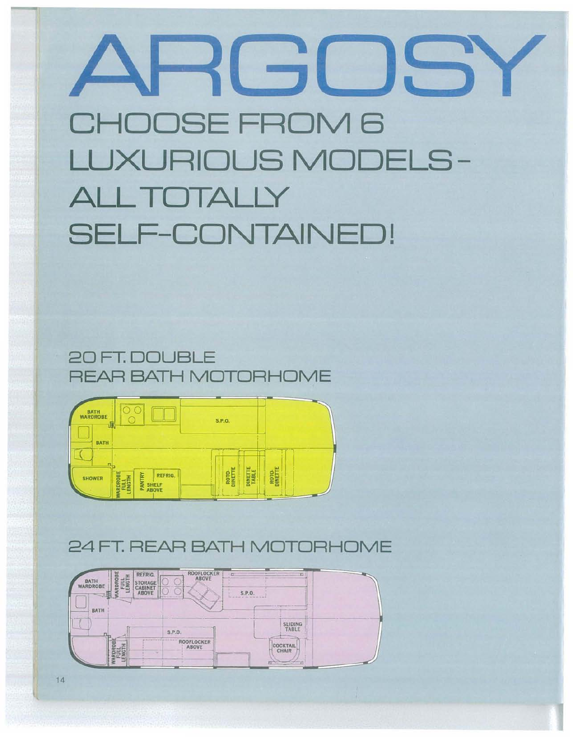# ARGOSY

## CHOOSE FROM 6 LUXURIOUS MODELS - ALL TOTALLY SELF-CONTAINED!

### 20 FT. DOUBLE REAR BATH MOTORHOME

BATH WARDROBE

S.P.O.

BATH

SHOWER

WARDROBE FULL LENGTH

PANTRY

REFRIG.

SHELF ABOVE

ROTO-DINETTE

DINETTE TABLE

ROTO-DINETTE

### 24 FT. REAR BATH MOTORHOME

BATH WARDROBE

WARDROBE FULL LENGTH

REFRIG.

STORAGE CABINET ABOVE

ROOFLOCKER ABOVE

S.P.O.

BATH

SLIDING TABLE

S.P.O.

ROOFLOCKER ABOVE

COCKTAIL CHAIR

WARDROBE FULL LENGTH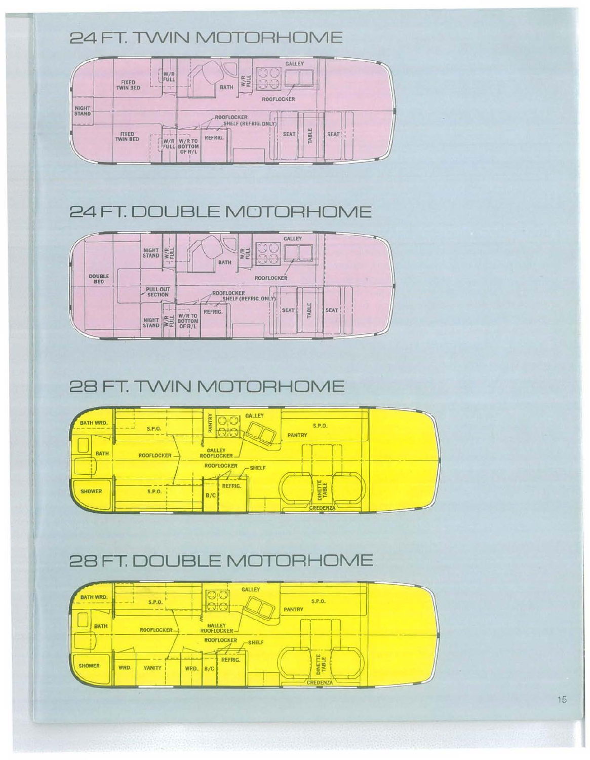## 24 FT. TWIN MOTORHOME

FIXED TWIN BED
W/R FULL
BATH
W/R FULL
GALLEY
ROOFLOCKER
NIGHT STAND
ROOFLOCKER
SHELF (REFRIG. ONLY)
FIXED TWIN BED
W/R FULL
W/R TO BOTTOM OF R/L
REFRIG.
SEAT
TABLE
SEAT

## 24 FT. DOUBLE MOTORHOME

NIGHT STAND
W/R FULL
BATH
W/R FULL
GALLEY
DOUBLE BED
ROOFLOCKER
PULL OUT SECTION
ROOFLOCKER
SHELF (REFRIG. ONLY)
NIGHT STAND
W/R FULL
W/R TO BOTTOM OF R/L
REFRIG.
SEAT
TABLE
SEAT

## 28 FT. TWIN MOTORHOME

BATH WRD.
S.P.O.
PANTRY
GALLEY
S.P.O.
PANTRY
BATH
ROOFLOCKER
GALLEY ROOFLOCKER
ROOFLOCKER
SHELF
REFRIG.
SHOWER
S.P.O.
B/C
DINETTE TABLE
CREDENZA

## 28 FT. DOUBLE MOTORHOME

BATH WRD.
S.P.O.
GALLEY
S.P.O.
PANTRY
BATH
ROOFLOCKER
GALLEY ROOFLOCKER
ROOFLOCKER
SHELF
REFRIG.
SHOWER
WRD.
VANITY
WRD.
B/C
DINETTE TABLE
CREDENZA